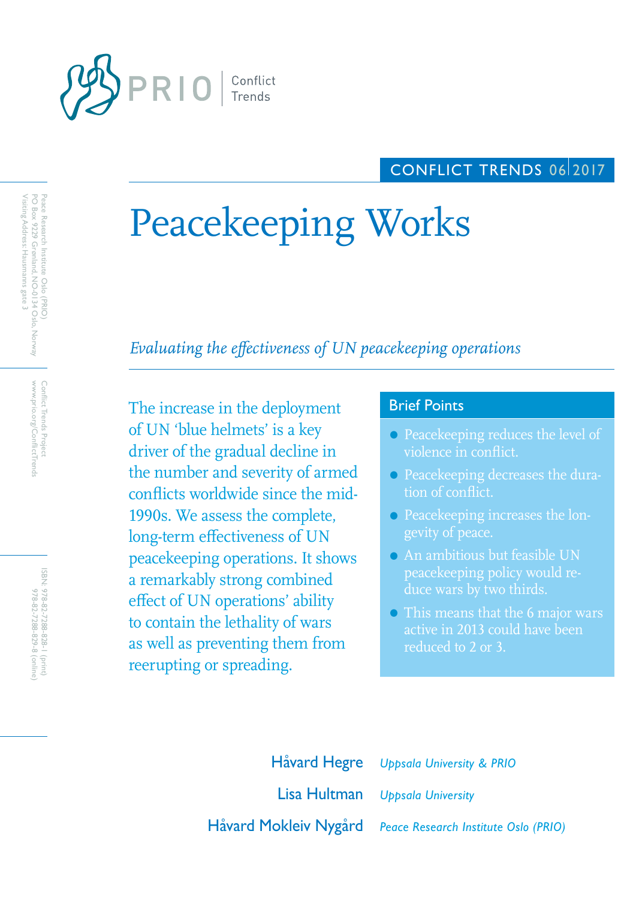PRIO | Conflict Trends

CONFLICT TRENDS 06 | 2017

# Peacekeeping Works

*Evaluating the effectiveness of UN peacekeeping operations*

Peace Research Institute Oslo (PRIO)
PO Box 9229 Grønland, NO-0134 Oslo, Norway
Visiting Address: Hausmanns gate 3

Conflict Trends Project
www.prio.org/ConflictTrends

ISBN: 978-82-7288-828-1 (print)
978-82-7288-829-8 (online)

The increase in the deployment of UN 'blue helmets' is a key driver of the gradual decline in the number and severity of armed conflicts worldwide since the mid-1990s. We assess the complete, long-term effectiveness of UN peacekeeping operations. It shows a remarkably strong combined effect of UN operations' ability to contain the lethality of wars as well as preventing them from reerupting or spreading.

## Brief Points

- Peacekeeping reduces the level of violence in conflict.
- Peacekeeping decreases the duration of conflict.
- Peacekeeping increases the longevity of peace.
- An ambitious but feasible UN peacekeeping policy would reduce wars by two thirds.
- This means that the 6 major wars active in 2013 could have been reduced to 2 or 3.

**Håvard Hegre** *Uppsala University & PRIO*

**Lisa Hultman** *Uppsala University*

**Håvard Mokleiv Nygård** *Peace Research Institute Oslo (PRIO)*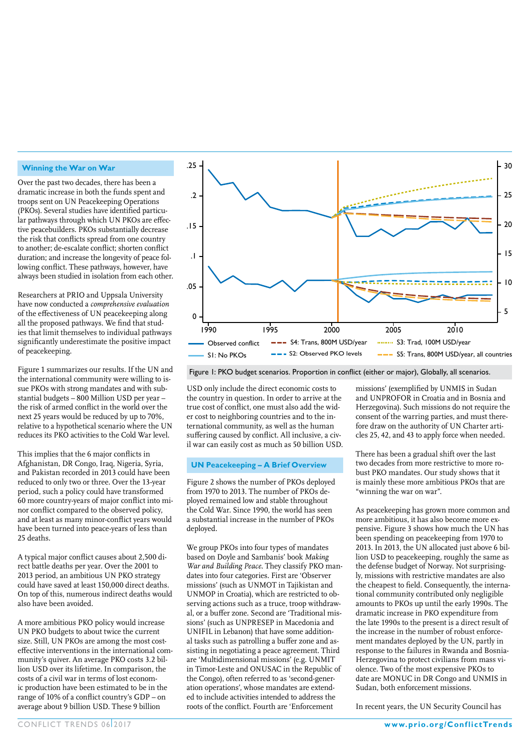## Winning the War on War

Over the past two decades, there has been a dramatic increase in both the funds spent and troops sent on UN Peacekeeping Operations (PKOs). Several studies have identified particular pathways through which UN PKOs are effective peacebuilders. PKOs substantially decrease the risk that conflicts spread from one country to another; de-escalate conflict; shorten conflict duration; and increase the longevity of peace following conflict. These pathways, however, have always been studied in isolation from each other.

Researchers at PRIO and Uppsala University have now conducted a *comprehensive evaluation* of the effectiveness of UN peacekeeping along all the proposed pathways. We find that studies that limit themselves to individual pathways significantly underestimate the positive impact of peacekeeping.

Figure 1 summarizes our results. If the UN and the international community were willing to issue PKOs with strong mandates and with substantial budgets – 800 Million USD per year – the risk of armed conflict in the world over the next 25 years would be reduced by up to 70%, relative to a hypothetical scenario where the UN reduces its PKO activities to the Cold War level.

This implies that the 6 major conflicts in Afghanistan, DR Congo, Iraq, Nigeria, Syria, and Pakistan recorded in 2013 could have been reduced to only two or three. Over the 13-year period, such a policy could have transformed 60 more country-years of major conflict into minor conflict compared to the observed policy, and at least as many minor-conflict years would have been turned into peace-years of less than 25 deaths.

A typical major conflict causes about 2,500 direct battle deaths per year. Over the 2001 to 2013 period, an ambitious UN PKO strategy could have saved at least 150,000 direct deaths. On top of this, numerous indirect deaths would also have been avoided.

A more ambitious PKO policy would increase UN PKO budgets to about twice the current size. Still, UN PKOs are among the most cost-effective interventions in the international community's quiver. An average PKO costs 3.2 billion USD over its lifetime. In comparison, the costs of a civil war in terms of lost economic production have been estimated to be in the range of 10% of a conflict country's GDP – on average about 9 billion USD. These 9 billion USD only include the direct economic costs to the country in question. In order to arrive at the true cost of conflict, one must also add the wider cost to neighboring countries and to the international community, as well as the human suffering caused by conflict. All inclusive, a civil war can easily cost as much as 50 billion USD.

Figure 1: PKO budget scenarios. Proportion in conflict (either or major), Globally, all scenarios.

## UN Peacekeeping – A Brief Overview

Figure 2 shows the number of PKOs deployed from 1970 to 2013. The number of PKOs deployed remained low and stable throughout the Cold War. Since 1990, the world has seen a substantial increase in the number of PKOs deployed.

We group PKOs into four types of mandates based on Doyle and Sambanis' book *Making War and Building Peace*. They classify PKO mandates into four categories. First are 'Observer missions' (such as UNMOT in Tajikistan and UNMOP in Croatia), which are restricted to observing actions such as a truce, troop withdrawal, or a buffer zone. Second are 'Traditional missions' (such as UNPRESEP in Macedonia and UNIFIL in Lebanon) that have some additional tasks such as patrolling a buffer zone and assisting in negotiating a peace agreement. Third are 'Multidimensional missions' (e.g. UNMIT in Timor-Leste and ONUSAC in the Republic of the Congo), often referred to as 'second-generation operations', whose mandates are extended to include activities intended to address the roots of the conflict. Fourth are 'Enforcement missions' (exemplified by UNMIS in Sudan and UNPROFOR in Croatia and in Bosnia and Herzegovina). Such missions do not require the consent of the warring parties, and must therefore draw on the authority of UN Charter articles 25, 42, and 43 to apply force when needed.

There has been a gradual shift over the last two decades from more restrictive to more robust PKO mandates. Our study shows that it is mainly these more ambitious PKOs that are "winning the war on war".

As peacekeeping has grown more common and more ambitious, it has also become more expensive. Figure 3 shows how much the UN has been spending on peacekeeping from 1970 to 2013. In 2013, the UN allocated just above 6 billion USD to peacekeeping, roughly the same as the defense budget of Norway. Not surprisingly, missions with restrictive mandates are also the cheapest to field. Consequently, the international community contributed only negligible amounts to PKOs up until the early 1990s. The dramatic increase in PKO expenditure from the late 1990s to the present is a direct result of the increase in the number of robust enforcement mandates deployed by the UN, partly in response to the failures in Rwanda and Bosnia-Herzegovina to protect civilians from mass violence. Two of the most expensive PKOs to date are MONUC in DR Congo and UNMIS in Sudan, both enforcement missions.

In recent years, the UN Security Council has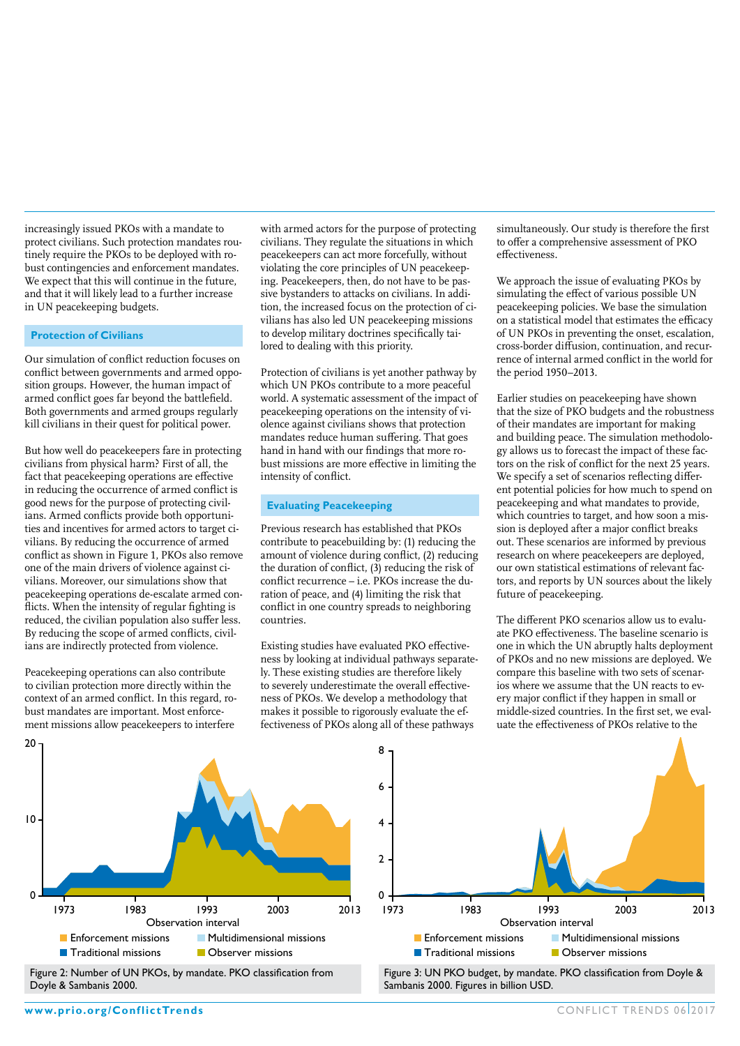increasingly issued PKOs with a mandate to protect civilians. Such protection mandates routinely require the PKOs to be deployed with robust contingencies and enforcement mandates. We expect that this will continue in the future, and that it will likely lead to a further increase in UN peacekeeping budgets.

## Protection of Civilians

Our simulation of conflict reduction focuses on conflict between governments and armed opposition groups. However, the human impact of armed conflict goes far beyond the battlefield. Both governments and armed groups regularly kill civilians in their quest for political power.

But how well do peacekeepers fare in protecting civilians from physical harm? First of all, the fact that peacekeeping operations are effective in reducing the occurrence of armed conflict is good news for the purpose of protecting civilians. Armed conflicts provide both opportunities and incentives for armed actors to target civilians. By reducing the occurrence of armed conflict as shown in Figure 1, PKOs also remove one of the main drivers of violence against civilians. Moreover, our simulations show that peacekeeping operations de-escalate armed conflicts. When the intensity of regular fighting is reduced, the civilian population also suffer less. By reducing the scope of armed conflicts, civilians are indirectly protected from violence.

Peacekeeping operations can also contribute to civilian protection more directly within the context of an armed conflict. In this regard, robust mandates are important. Most enforcement missions allow peacekeepers to interfere with armed actors for the purpose of protecting civilians. They regulate the situations in which peacekeepers can act more forcefully, without violating the core principles of UN peacekeeping. Peacekeepers, then, do not have to be passive bystanders to attacks on civilians. In addition, the increased focus on the protection of civilians has also led UN peacekeeping missions to develop military doctrines specifically tailored to dealing with this priority.

Protection of civilians is yet another pathway by which UN PKOs contribute to a more peaceful world. A systematic assessment of the impact of peacekeeping operations on the intensity of violence against civilians shows that protection mandates reduce human suffering. That goes hand in hand with our findings that more robust missions are more effective in limiting the intensity of conflict.

## Evaluating Peacekeeping

Previous research has established that PKOs contribute to peacebuilding by: (1) reducing the amount of violence during conflict, (2) reducing the duration of conflict, (3) reducing the risk of conflict recurrence – i.e. PKOs increase the duration of peace, and (4) limiting the risk that conflict in one country spreads to neighboring countries.

Existing studies have evaluated PKO effectiveness by looking at individual pathways separately. These existing studies are therefore likely to severely underestimate the overall effectiveness of PKOs. We develop a methodology that makes it possible to rigorously evaluate the effectiveness of PKOs along all of these pathways simultaneously. Our study is therefore the first to offer a comprehensive assessment of PKO effectiveness.

We approach the issue of evaluating PKOs by simulating the effect of various possible UN peacekeeping policies. We base the simulation on a statistical model that estimates the efficacy of UN PKOs in preventing the onset, escalation, cross-border diffusion, continuation, and recurrence of internal armed conflict in the world for the period 1950–2013.

Earlier studies on peacekeeping have shown that the size of PKO budgets and the robustness of their mandates are important for making and building peace. The simulation methodology allows us to forecast the impact of these factors on the risk of conflict for the next 25 years. We specify a set of scenarios reflecting different potential policies for how much to spend on peacekeeping and what mandates to provide, which countries to target, and how soon a mission is deployed after a major conflict breaks out. These scenarios are informed by previous research on where peacekeepers are deployed, our own statistical estimations of relevant factors, and reports by UN sources about the likely future of peacekeeping.

The different PKO scenarios allow us to evaluate PKO effectiveness. The baseline scenario is one in which the UN abruptly halts deployment of PKOs and no new missions are deployed. We compare this baseline with two sets of scenarios where we assume that the UN reacts to every major conflict if they happen in small or middle-sized countries. In the first set, we evaluate the effectiveness of PKOs relative to the

Figure 2: Number of UN PKOs, by mandate. PKO classification from Doyle & Sambanis 2000.

Figure 3: UN PKO budget, by mandate. PKO classification from Doyle & Sambanis 2000. Figures in billion USD.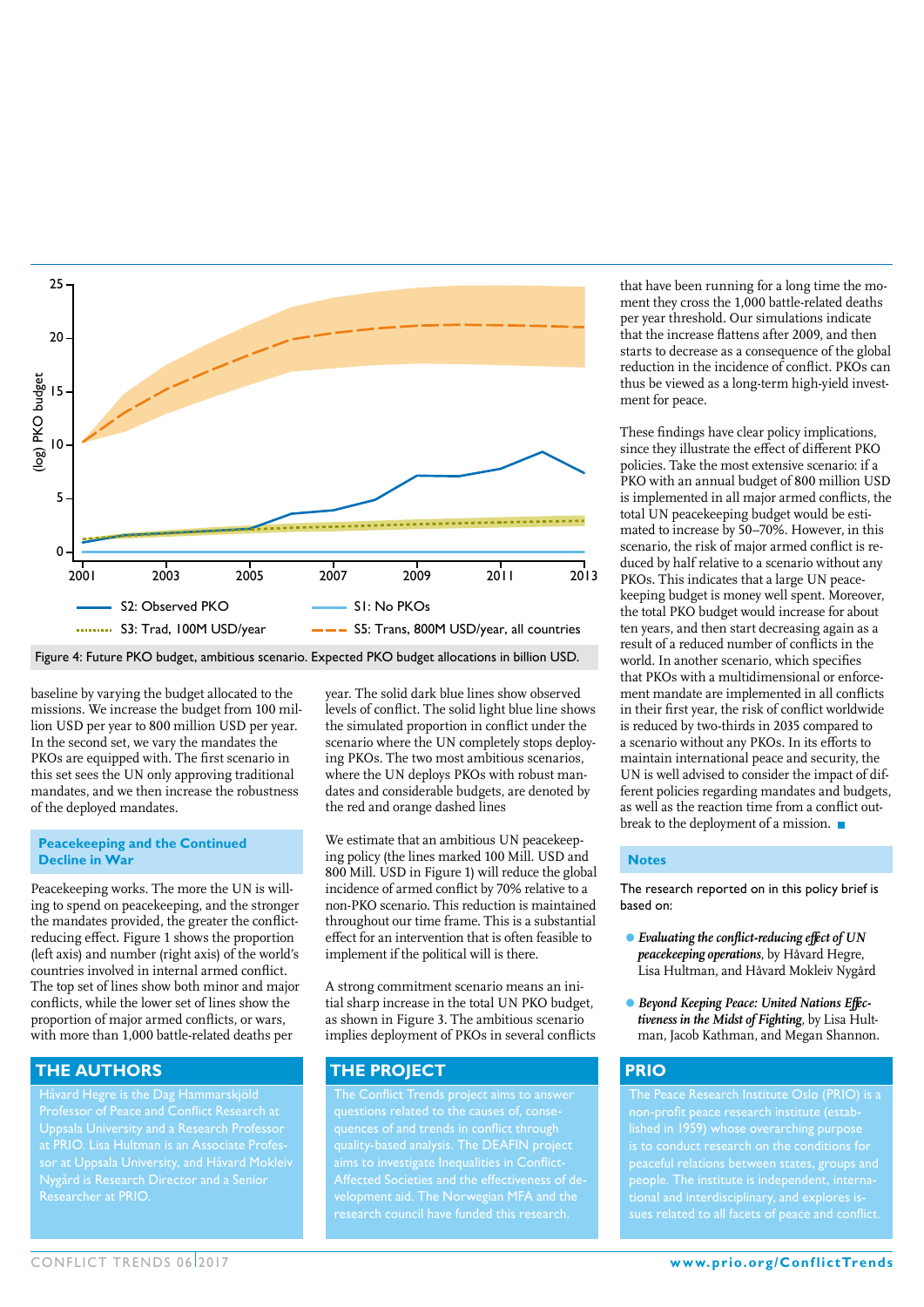25
20
15
10
5
0
(log) PKO budget
2001
2003
2005
2007
2009
2011
2013

S2: Observed PKO
S1: No PKOs
S3: Trad, 100M USD/year
S5: Trans, 800M USD/year, all countries

Figure 4: Future PKO budget, ambitious scenario. Expected PKO budget allocations in billion USD.

baseline by varying the budget allocated to the missions. We increase the budget from 100 million USD per year to 800 million USD per year. In the second set, we vary the mandates the PKOs are equipped with. The first scenario in this set sees the UN only approving traditional mandates, and we then increase the robustness of the deployed mandates.

## Peacekeeping and the Continued Decline in War

Peacekeeping works. The more the UN is willing to spend on peacekeeping, and the stronger the mandates provided, the greater the conflict-reducing effect. Figure 1 shows the proportion (left axis) and number (right axis) of the world's countries involved in internal armed conflict. The top set of lines show both minor and major conflicts, while the lower set of lines show the proportion of major armed conflicts, or wars, with more than 1,000 battle-related deaths per year. The solid dark blue lines show observed levels of conflict. The solid light blue line shows the simulated proportion in conflict under the scenario where the UN completely stops deploying PKOs. The two most ambitious scenarios, where the UN deploys PKOs with robust mandates and considerable budgets, are denoted by the red and orange dashed lines

We estimate that an ambitious UN peacekeeping policy (the lines marked 100 Mill. USD and 800 Mill. USD in Figure 1) will reduce the global incidence of armed conflict by 70% relative to a non-PKO scenario. This reduction is maintained throughout our time frame. This is a substantial effect for an intervention that is often feasible to implement if the political will is there.

A strong commitment scenario means an initial sharp increase in the total UN PKO budget, as shown in Figure 3. The ambitious scenario implies deployment of PKOs in several conflicts that have been running for a long time the moment they cross the 1,000 battle-related deaths per year threshold. Our simulations indicate that the increase flattens after 2009, and then starts to decrease as a consequence of the global reduction in the incidence of conflict. PKOs can thus be viewed as a long-term high-yield investment for peace.

These findings have clear policy implications, since they illustrate the effect of different PKO policies. Take the most extensive scenario: if a PKO with an annual budget of 800 million USD is implemented in all major armed conflicts, the total UN peacekeeping budget would be estimated to increase by 50–70%. However, in this scenario, the risk of major armed conflict is reduced by half relative to a scenario without any PKOs. This indicates that a large UN peacekeeping budget is money well spent. Moreover, the total PKO budget would increase for about ten years, and then start decreasing again as a result of a reduced number of conflicts in the world. In another scenario, which specifies that PKOs with a multidimensional or enforcement mandate are implemented in all conflicts in their first year, the risk of conflict worldwide is reduced by two-thirds in 2035 compared to a scenario without any PKOs. In its efforts to maintain international peace and security, the UN is well advised to consider the impact of different policies regarding mandates and budgets, as well as the reaction time from a conflict outbreak to the deployment of a mission. ■

## Notes

The research reported on in this policy brief is based on:

- ***Evaluating the conflict-reducing effect of UN peacekeeping operations***, by Håvard Hegre, Lisa Hultman, and Håvard Mokleiv Nygård
- ***Beyond Keeping Peace: United Nations Effectiveness in the Midst of Fighting***, by Lisa Hultman, Jacob Kathman, and Megan Shannon.

## THE AUTHORS

Håvard Hegre is the Dag Hammarskjöld Professor of Peace and Conflict Research at Uppsala University and a Research Professor at PRIO. Lisa Hultman is an Associate Professor at Uppsala University, and Håvard Mokleiv Nygård is Research Director and a Senior Researcher at PRIO.

## THE PROJECT

The Conflict Trends project aims to answer questions related to the causes of, consequences of and trends in conflict through quality-based analysis. The DEAFIN project aims to investigate Inequalities in Conflict-Affected Societies and the effectiveness of development aid. The Norwegian MFA and the research council have funded this research.

## PRIO

The Peace Research Institute Oslo (PRIO) is a non-profit peace research institute (established in 1959) whose overarching purpose is to conduct research on the conditions for peaceful relations between states, groups and people. The institute is independent, international and interdisciplinary, and explores issues related to all facets of peace and conflict.